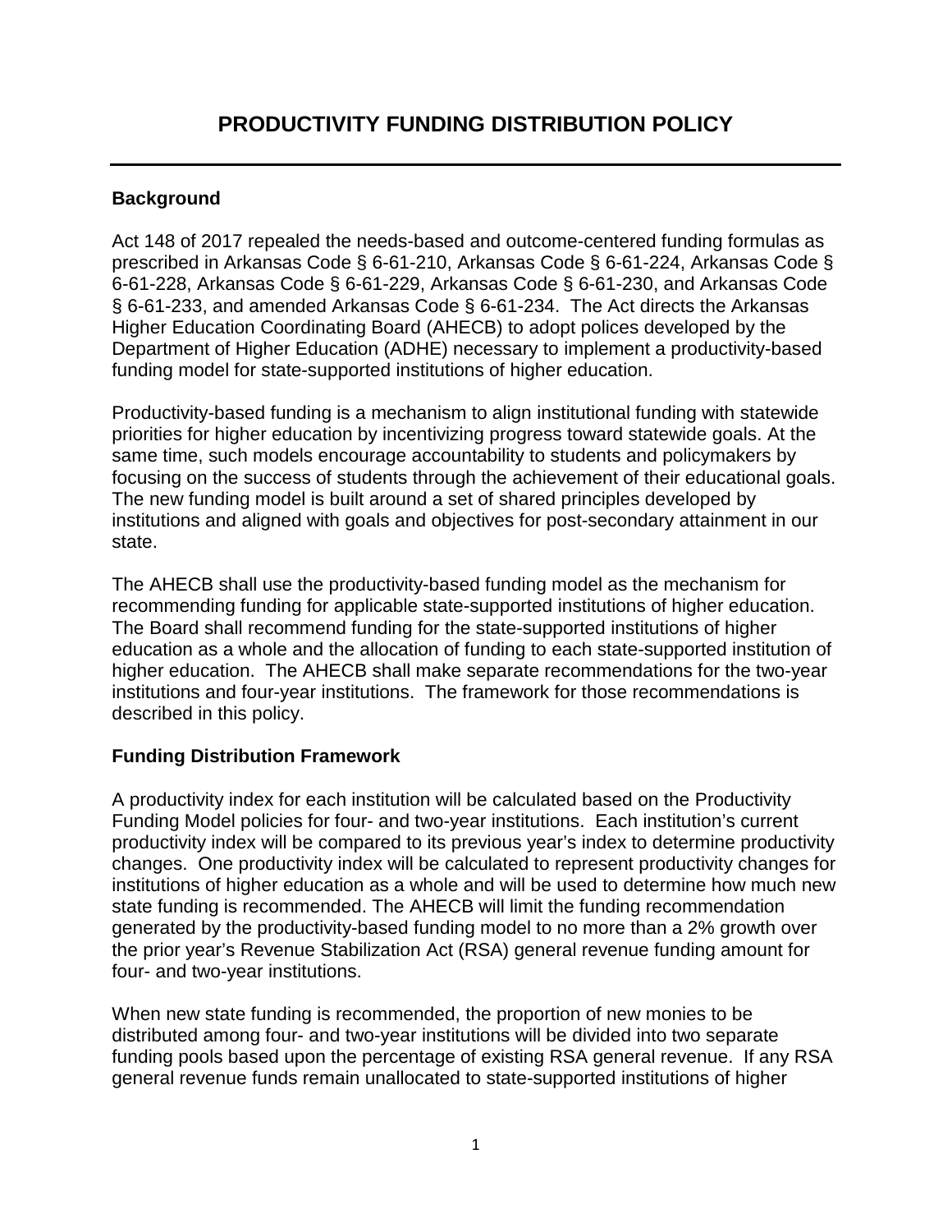# PRODUCTIVITY FUNDING DISTRIBUTION POLICY

## Background

Act 148 of 2017 repealed the needs-based and outcome-centered funding formulas as prescribed in Arkansas Code § 6-61-210, Arkansas Code § 6-61-224, Arkansas Code § 6-61-228, Arkansas Code § 6-61-229, Arkansas Code § 6-61-230, and Arkansas Code § 6-61-233, and amended Arkansas Code § 6-61-234. The Act directs the Arkansas Higher Education Coordinating Board (AHECB) to adopt polices developed by the Department of Higher Education (ADHE) necessary to implement a productivity-based funding model for state-supported institutions of higher education.

Productivity-based funding is a mechanism to align institutional funding with statewide priorities for higher education by incentivizing progress toward statewide goals. At the same time, such models encourage accountability to students and policymakers by focusing on the success of students through the achievement of their educational goals. The new funding model is built around a set of shared principles developed by institutions and aligned with goals and objectives for post-secondary attainment in our state.

The AHECB shall use the productivity-based funding model as the mechanism for recommending funding for applicable state-supported institutions of higher education. The Board shall recommend funding for the state-supported institutions of higher education as a whole and the allocation of funding to each state-supported institution of higher education. The AHECB shall make separate recommendations for the two-year institutions and four-year institutions. The framework for those recommendations is described in this policy.

## Funding Distribution Framework

A productivity index for each institution will be calculated based on the Productivity Funding Model policies for four- and two-year institutions. Each institution's current productivity index will be compared to its previous year's index to determine productivity changes. One productivity index will be calculated to represent productivity changes for institutions of higher education as a whole and will be used to determine how much new state funding is recommended. The AHECB will limit the funding recommendation generated by the productivity-based funding model to no more than a 2% growth over the prior year's Revenue Stabilization Act (RSA) general revenue funding amount for four- and two-year institutions.

When new state funding is recommended, the proportion of new monies to be distributed among four- and two-year institutions will be divided into two separate funding pools based upon the percentage of existing RSA general revenue. If any RSA general revenue funds remain unallocated to state-supported institutions of higher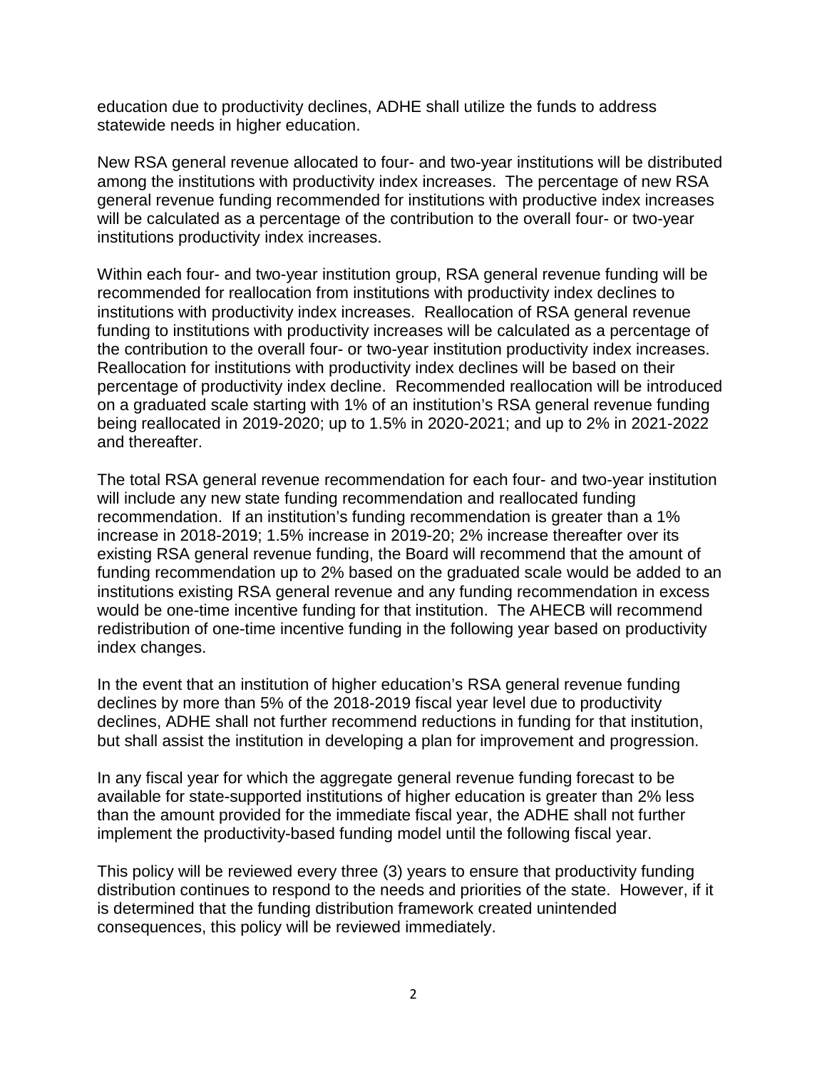education due to productivity declines, ADHE shall utilize the funds to address statewide needs in higher education.

New RSA general revenue allocated to four- and two-year institutions will be distributed among the institutions with productivity index increases. The percentage of new RSA general revenue funding recommended for institutions with productive index increases will be calculated as a percentage of the contribution to the overall four- or two-year institutions productivity index increases.

Within each four- and two-year institution group, RSA general revenue funding will be recommended for reallocation from institutions with productivity index declines to institutions with productivity index increases. Reallocation of RSA general revenue funding to institutions with productivity increases will be calculated as a percentage of the contribution to the overall four- or two-year institution productivity index increases. Reallocation for institutions with productivity index declines will be based on their percentage of productivity index decline. Recommended reallocation will be introduced on a graduated scale starting with 1% of an institution's RSA general revenue funding being reallocated in 2019-2020; up to 1.5% in 2020-2021; and up to 2% in 2021-2022 and thereafter.

The total RSA general revenue recommendation for each four- and two-year institution will include any new state funding recommendation and reallocated funding recommendation. If an institution's funding recommendation is greater than a 1% increase in 2018-2019; 1.5% increase in 2019-20; 2% increase thereafter over its existing RSA general revenue funding, the Board will recommend that the amount of funding recommendation up to 2% based on the graduated scale would be added to an institutions existing RSA general revenue and any funding recommendation in excess would be one-time incentive funding for that institution. The AHECB will recommend redistribution of one-time incentive funding in the following year based on productivity index changes.

In the event that an institution of higher education's RSA general revenue funding declines by more than 5% of the 2018-2019 fiscal year level due to productivity declines, ADHE shall not further recommend reductions in funding for that institution, but shall assist the institution in developing a plan for improvement and progression.

In any fiscal year for which the aggregate general revenue funding forecast to be available for state-supported institutions of higher education is greater than 2% less than the amount provided for the immediate fiscal year, the ADHE shall not further implement the productivity-based funding model until the following fiscal year.

This policy will be reviewed every three (3) years to ensure that productivity funding distribution continues to respond to the needs and priorities of the state. However, if it is determined that the funding distribution framework created unintended consequences, this policy will be reviewed immediately.